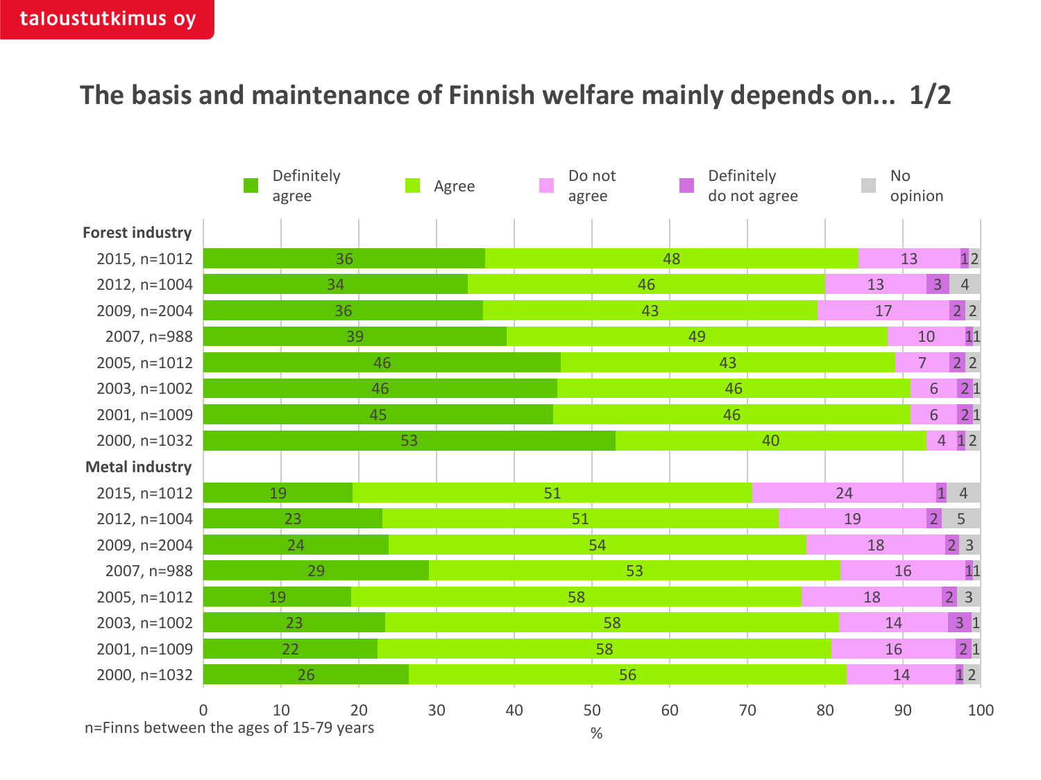taloustutkimus oy

# The basis and maintenance of Finnish welfare mainly depends on... 1/2

| | Definitely agree | Agree | Do not agree | Definitely do not agree | No opinion |
|---|---|---|---|---|---|
| **Forest industry** | | | | | |
| 2015, n=1012 | 36 | 48 | 13 | 1 | 2 |
| 2012, n=1004 | 34 | 46 | 13 | 3 | 4 |
| 2009, n=2004 | 36 | 43 | 17 | 2 | 2 |
| 2007, n=988 | 39 | 49 | 10 | 1 | 1 |
| 2005, n=1012 | 46 | 43 | 7 | 2 | 2 |
| 2003, n=1002 | 46 | 46 | 6 | 2 | 1 |
| 2001, n=1009 | 45 | 46 | 6 | 2 | 1 |
| 2000, n=1032 | 53 | 40 | 4 | 1 | 2 |
| **Metal industry** | | | | | |
| 2015, n=1012 | 19 | 51 | 24 | 1 | 4 |
| 2012, n=1004 | 23 | 51 | 19 | 2 | 5 |
| 2009, n=2004 | 24 | 54 | 18 | 2 | 3 |
| 2007, n=988 | 29 | 53 | 16 | 1 | 1 |
| 2005, n=1012 | 19 | 58 | 18 | 2 | 3 |
| 2003, n=1002 | 23 | 58 | 14 | 3 | 1 |
| 2001, n=1009 | 22 | 58 | 16 | 2 | 1 |
| 2000, n=1032 | 26 | 56 | 14 | 1 | 2 |

%

n=Finns between the ages of 15-79 years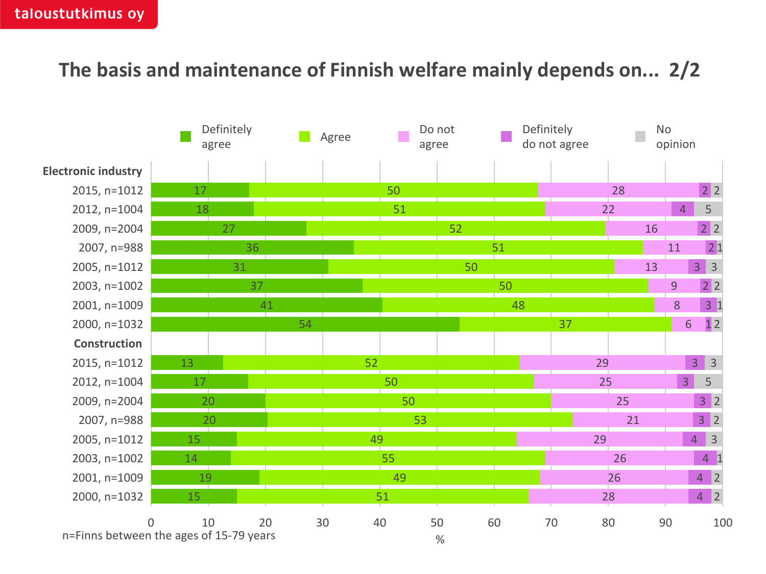taloustutkimus oy

# The basis and maintenance of Finnish welfare mainly depends on... 2/2

Definitely agree
Agree
Do not agree
Definitely do not agree
No opinion

**Electronic industry**

2015, n=1012: 17 50 28 2 2
2012, n=1004: 18 51 22 4 5
2009, n=2004: 27 52 16 2 2
2007, n=988: 36 51 11 2 1
2005, n=1012: 31 50 13 3 3
2003, n=1002: 37 50 9 2 2
2001, n=1009: 41 48 8 3 1
2000, n=1032: 54 37 6 1 2

**Construction**

2015, n=1012: 13 52 29 3 3
2012, n=1004: 17 50 25 3 5
2009, n=2004: 20 50 25 3 2
2007, n=988: 20 53 21 3 2
2005, n=1012: 15 49 29 4 3
2003, n=1002: 14 55 26 4 1
2001, n=1009: 19 49 26 4 2
2000, n=1032: 15 51 28 4 2

0 10 20 30 40 50 60 70 80 90 100

%

n=Finns between the ages of 15-79 years